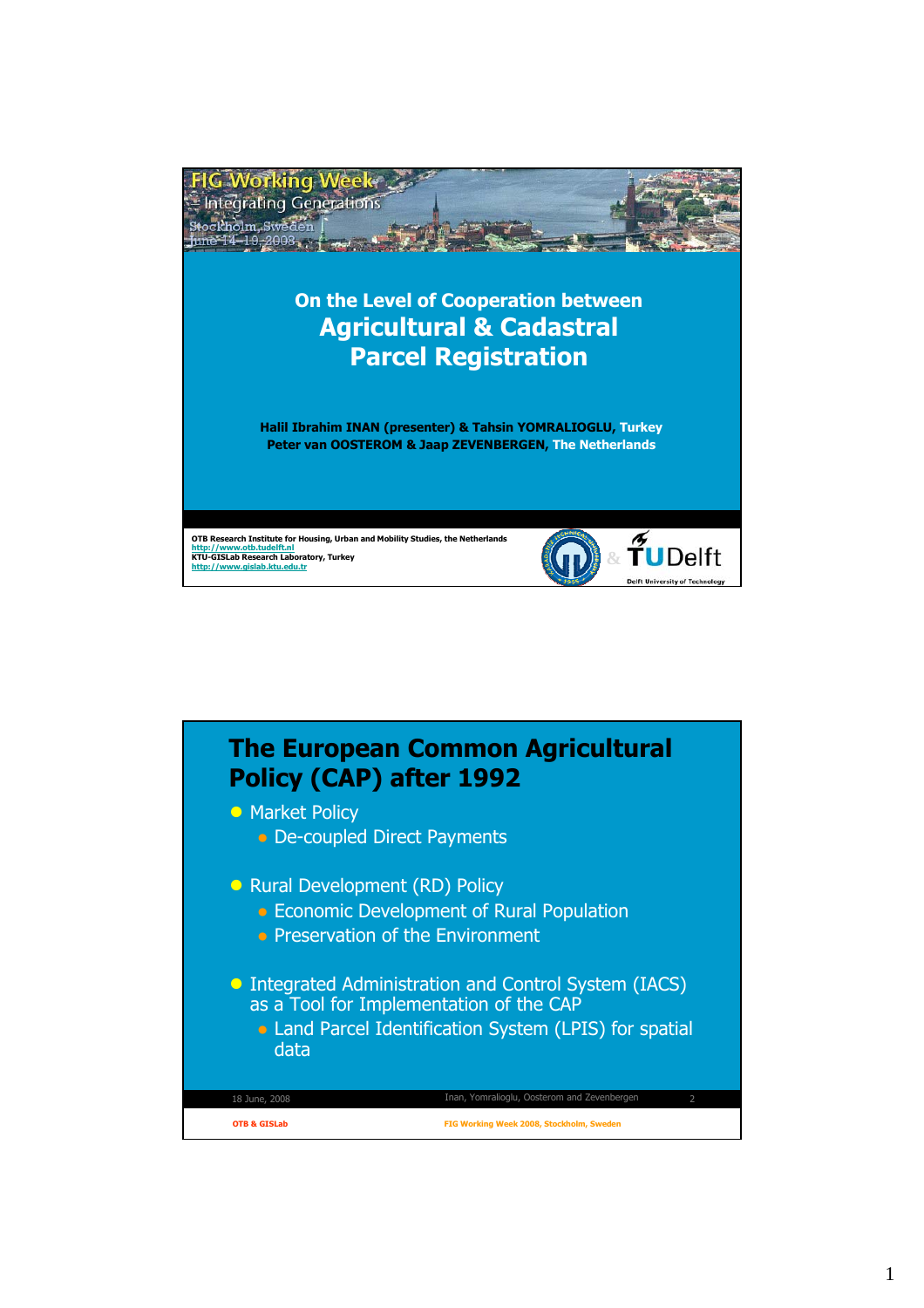FIG Working Week
– Integrating Generations
Stockholm, Sweden
June 14-19 2008

# On the Level of Cooperation between Agricultural & Cadastral Parcel Registration

**Halil Ibrahim INAN (presenter) & Tahsin YOMRALIOGLU, Turkey**
**Peter van OOSTEROM & Jaap ZEVENBERGEN, The Netherlands**

**OTB Research Institute for Housing, Urban and Mobility Studies, the Netherlands**
http://www.otb.tudelft.nl
**KTU-GISLab Research Laboratory, Turkey**
http://www.gislab.ktu.edu.tr

& TUDelft
Delft University of Technology

## The European Common Agricultural Policy (CAP) after 1992

- Market Policy
  - De-coupled Direct Payments
- Rural Development (RD) Policy
  - Economic Development of Rural Population
  - Preservation of the Environment
- Integrated Administration and Control System (IACS) as a Tool for Implementation of the CAP
  - Land Parcel Identification System (LPIS) for spatial data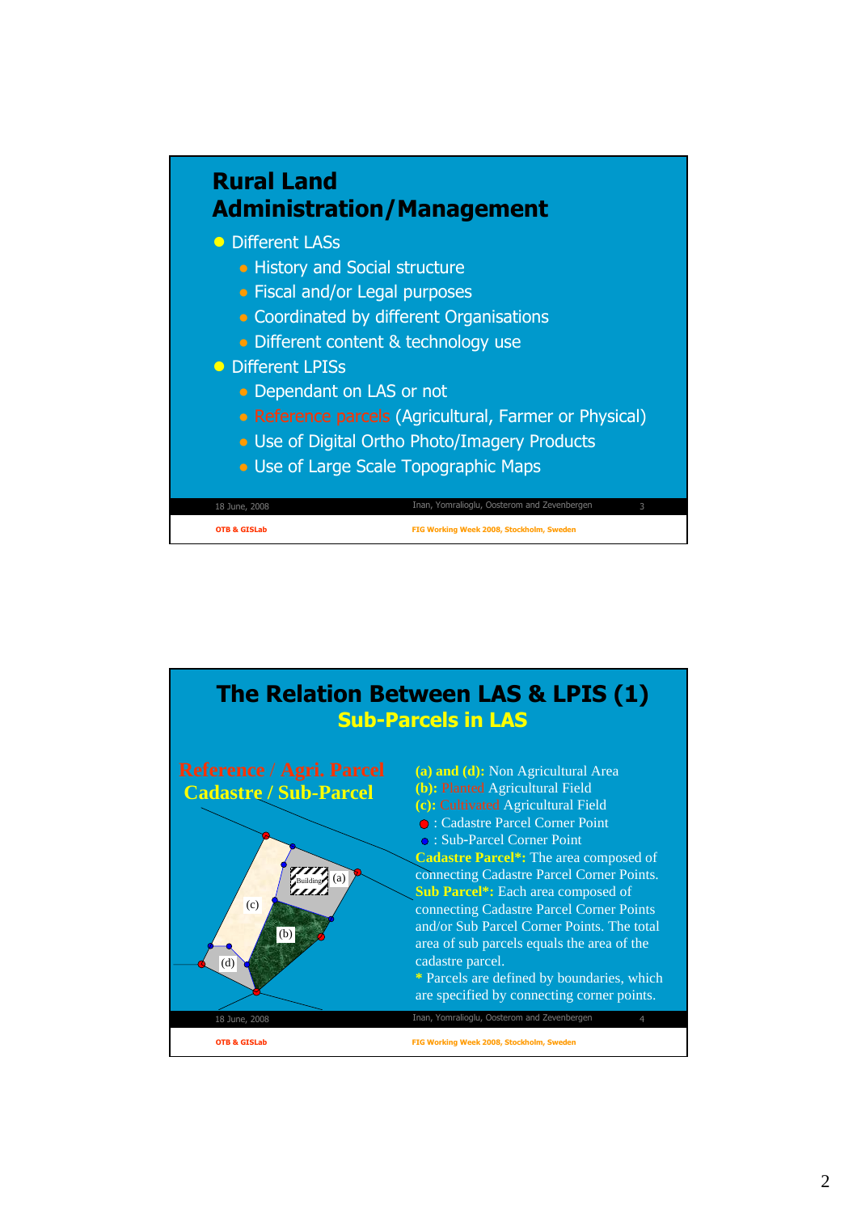## Rural Land Administration/Management

- Different LASs
  - History and Social structure
  - Fiscal and/or Legal purposes
  - Coordinated by different Organisations
  - Different content & technology use
- Different LPISs
  - Dependant on LAS or not
  - Reference parcels (Agricultural, Farmer or Physical)
  - Use of Digital Ortho Photo/Imagery Products
  - Use of Large Scale Topographic Maps

18 June, 2008 — Inan, Yomralioglu, Oosterom and Zevenbergen — 3

OTB & GISLab — FIG Working Week 2008, Stockholm, Sweden

## The Relation Between LAS & LPIS (1)

### Sub-Parcels in LAS

Reference / Agri. Parcel

Cadastre / Sub-Parcel

Building

(a)

(b)

(c)

(d)

**(a) and (d):** Non Agricultural Area

**(b):** Planted Agricultural Field

**(c):** Cultivated Agricultural Field

● : Cadastre Parcel Corner Point

● : Sub-Parcel Corner Point

**Cadastre Parcel*:** The area composed of connecting Cadastre Parcel Corner Points.

**Sub Parcel*:** Each area composed of connecting Cadastre Parcel Corner Points and/or Sub Parcel Corner Points. The total area of sub parcels equals the area of the cadastre parcel.

* Parcels are defined by boundaries, which are specified by connecting corner points.

18 June, 2008 — Inan, Yomralioglu, Oosterom and Zevenbergen — 4

OTB & GISLab — FIG Working Week 2008, Stockholm, Sweden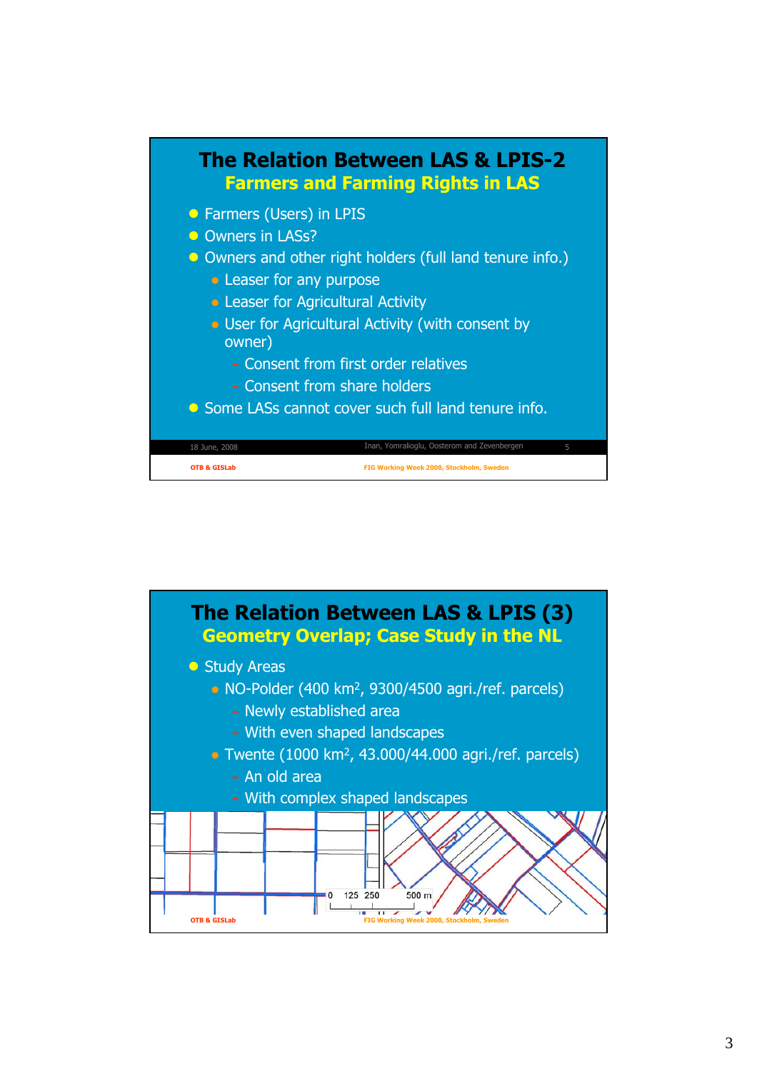## The Relation Between LAS & LPIS-2

### Farmers and Farming Rights in LAS

- Farmers (Users) in LPIS
- Owners in LASs?
- Owners and other right holders (full land tenure info.)
  - Leaser for any purpose
  - Leaser for Agricultural Activity
  - User for Agricultural Activity (with consent by owner)
    - Consent from first order relatives
    - Consent from share holders
- Some LASs cannot cover such full land tenure info.

18 June, 2008 — Inan, Yomralioglu, Oosterom and Zevenbergen — 5

OTB & GISLab — FIG Working Week 2008, Stockholm, Sweden

## The Relation Between LAS & LPIS (3)

### Geometry Overlap; Case Study in the NL

- Study Areas
  - NO-Polder (400 km$^2$, 9300/4500 agri./ref. parcels)
    - Newly established area
    - With even shaped landscapes
  - Twente (1000 km$^2$, 43.000/44.000 agri./ref. parcels)
    - An old area
    - With complex shaped landscapes

0 125 250 500 m

OTB & GISLab — FIG Working Week 2008, Stockholm, Sweden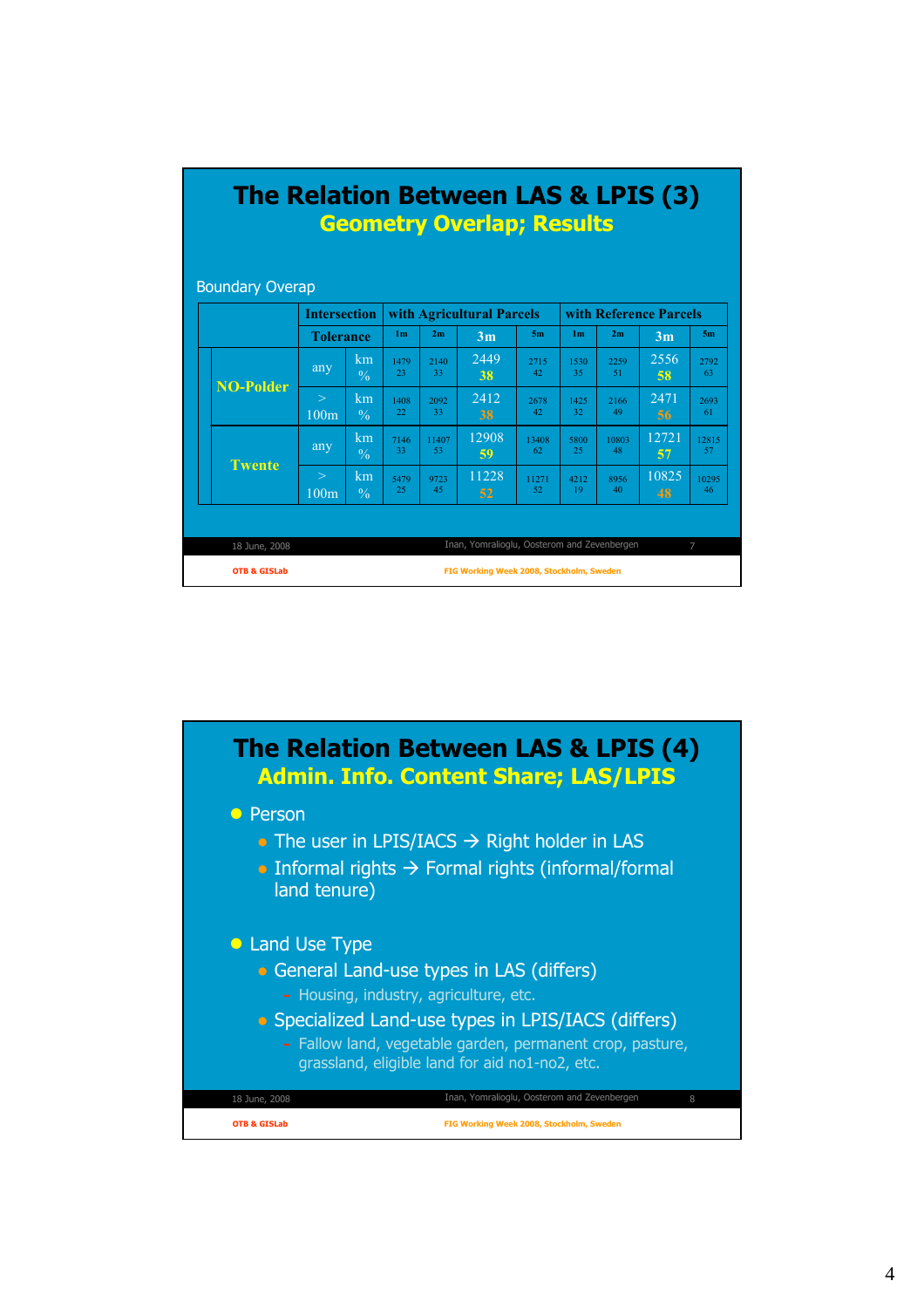# The Relation Between LAS & LPIS (3)

## Geometry Overlap; Results

Boundary Overap

| | | | Intersection | with Agricultural Parcels | | | | with Reference Parcels | | | |
|---|---|---|---|---|---|---|---|---|---|---|---|
| | | | Tolerance | 1m | 2m | 3m | 5m | 1m | 2m | 3m | 5m |
| NO-Polder | any | km<br>% | | 1479<br>23 | 2140<br>33 | 2449<br>38 | 2715<br>42 | 1530<br>35 | 2259<br>51 | 2556<br>58 | 2792<br>63 |
| | > 100m | km<br>% | | 1408<br>22 | 2092<br>33 | 2412<br>38 | 2678<br>42 | 1425<br>32 | 2166<br>49 | 2471<br>56 | 2693<br>61 |
| Twente | any | km<br>% | | 7146<br>33 | 11407<br>53 | 12908<br>59 | 13408<br>62 | 5800<br>25 | 10803<br>48 | 12721<br>57 | 12815<br>57 |
| | > 100m | km<br>% | | 5479<br>25 | 9723<br>45 | 11228<br>52 | 11271<br>52 | 4212<br>19 | 8956<br>40 | 10825<br>48 | 10295<br>46 |

18 June, 2008 — Inan, Yomralioglu, Oosterom and Zevenbergen — 7

OTB & GISLab — FIG Working Week 2008, Stockholm, Sweden

# The Relation Between LAS & LPIS (4)

## Admin. Info. Content Share; LAS/LPIS

- Person
  - The user in LPIS/IACS → Right holder in LAS
  - Informal rights → Formal rights (informal/formal land tenure)
- Land Use Type
  - General Land-use types in LAS (differs)
    - Housing, industry, agriculture, etc.
  - Specialized Land-use types in LPIS/IACS (differs)
    - Fallow land, vegetable garden, permanent crop, pasture, grassland, eligible land for aid no1-no2, etc.

18 June, 2008 — Inan, Yomralioglu, Oosterom and Zevenbergen — 8

OTB & GISLab — FIG Working Week 2008, Stockholm, Sweden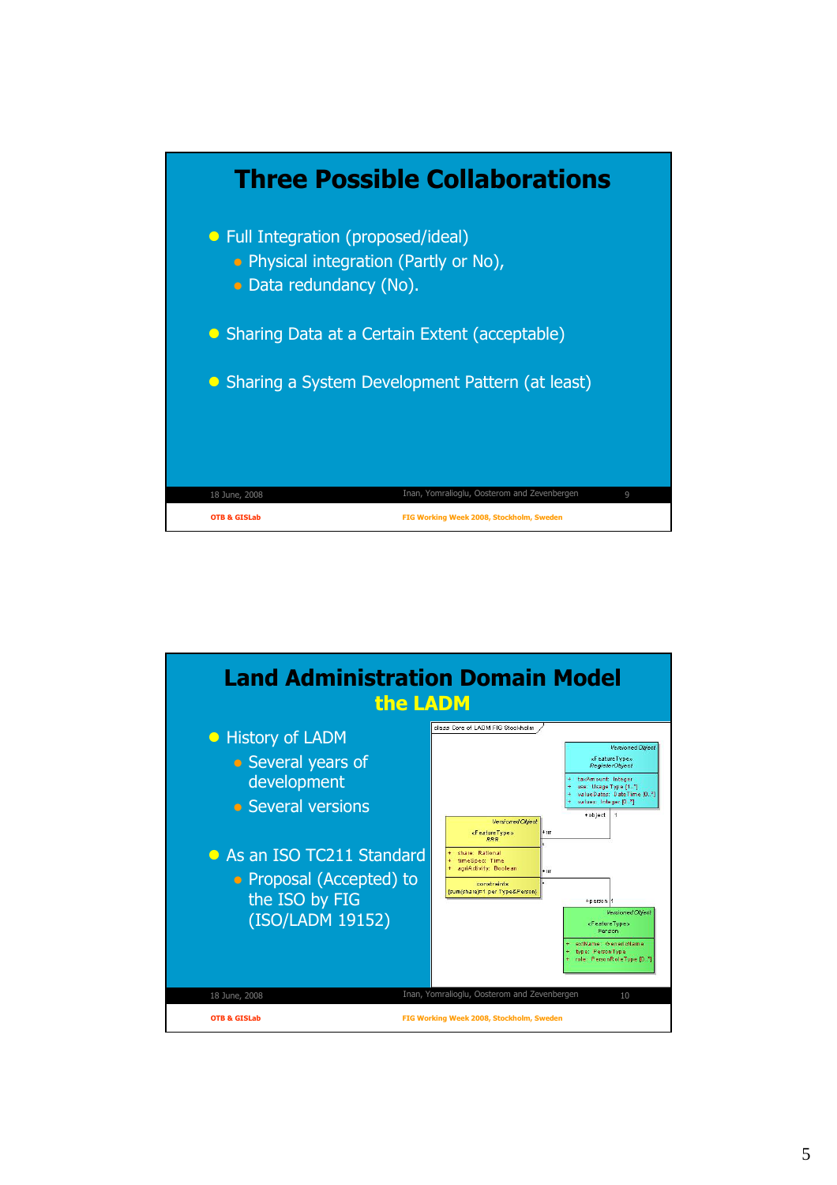## Three Possible Collaborations

- Full Integration (proposed/ideal)
  - Physical integration (Partly or No),
  - Data redundancy (No).
- Sharing Data at a Certain Extent (acceptable)
- Sharing a System Development Pattern (at least)

## Land Administration Domain Model
### the LADM

- History of LADM
  - Several years of development
  - Several versions
- As an ISO TC211 Standard
  - Proposal (Accepted) to the ISO by FIG (ISO/LADM 19152)

class Core of LADM FIG Stockholm

VersionedObject
«FeatureType»
RegisterObject
+ taxAmount: Integer
+ use: UsageType [1..*]
+ valueDates: DateTime [0..*]
+ values: Integer [0..*]

+object 1

VersionedObject
«FeatureType»
RRR
+ share: Rational
+ timeSpec: Time
+ agriActivity: Boolean
constraints
{sum(share)=1 per Type&Person}

+rrr

+rrr

+person 1

VersionedObject
«FeatureType»
Person
+ extName: GenericName
+ type: PersonType
+ role: PersonRoleType [0..*]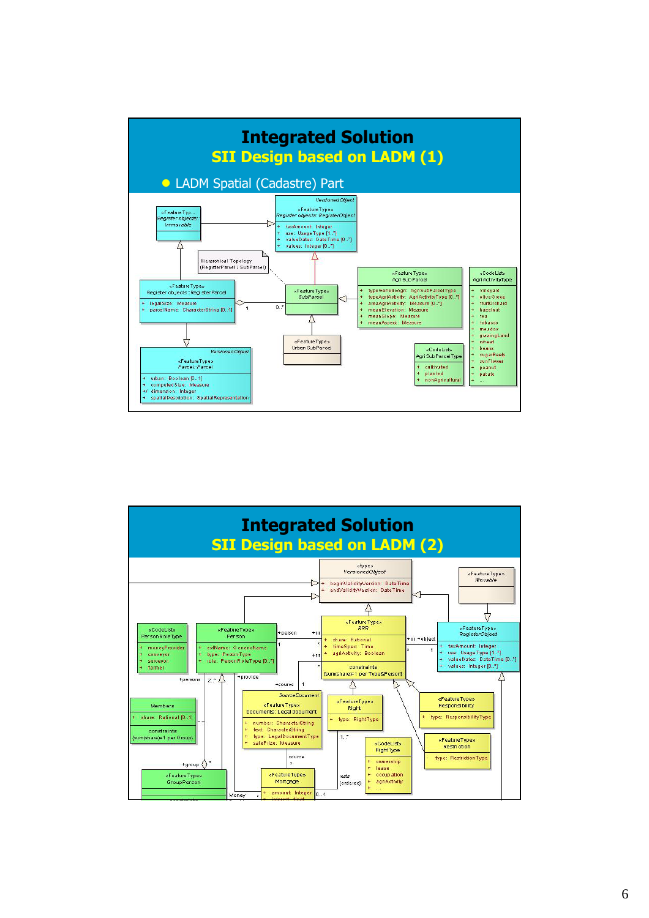# Integrated Solution

## SII Design based on LADM (1)

- LADM Spatial (Cadastre) Part

«FeatureType» Register objects: Immovable

VersionedObject
«FeatureType» Register objects: RegisterObject
+ taxAmount: Integer
+ use: UsageType [1..*]
+ valueDates: DateTime [0..*]
+ values: Integer [0..*]

Hierarchical Topology (RegisterParcel / SubParcel)

«FeatureType» Register objects: RegisterParcel
+ legalSize: Measure
+ parcelName: CharacterString [0..1]

1 0..*

«FeatureType» SubParcel

«FeatureType» Agri SubParcel
+ typeGenericAgri: AgriSubParcelType
+ typeAgriActivity: AgriActivityType [0..*]
+ areaAgriActivity: Measure [0..*]
+ meanElevation: Measure
+ meanSlope: Measure
+ meanAspect: Measure

«CodeList» AgriActivityType
+ vineyard
+ oliveGrove
+ fruitOrchard
+ hazelnut
+ tea
+ tobacco
+ meadow
+ grazingLand
+ wheat
+ beans
+ sugarBeets
+ sunflower
+ peanut
+ patato
+ ...

«FeatureType» Urban SubParcel

«CodeList» Agri SubParcelType
+ cultivated
+ planted
+ nonAgricultural

VersionedObject
«FeatureType» Parcel: Parcel
+ urban: Boolean [0..1]
+ computedSize: Measure
+/ dimension: Integer
+ spatialDescription: SpatialRepresentation

# Integrated Solution

## SII Design based on LADM (2)

«type» VersionedObject
+ beginValidityVersion: DateTime
+ endValidityVersion: DateTime

«FeatureType» Movable

«CodeList» PersonRoleType
+ moneyProvider
+ conveyor
+ surveyor
+ farmer

«FeatureType» Person
+ extName: GenericName
+ type: PersonType
+ role: PersonRoleType [0..*]

+person +rrr

«FeatureType» RRR
+ share: Rational
+ timeSpec: Time
+ agriActivity: Boolean
constraints
{sum(share)=1 per Type&Person}

+rrr +object

«FeatureType» RegisterObject
+ taxAmount: Integer
+ use: UsageType [1..*]
+ valueDates: DateTime [0..*]
+ values: Integer [0..*]

Members
+ share: Rational [0..1]
constraints
{sum(share)=1 per Group}

+persons 2..* +provide +source 1

SourceDocument
«FeatureType» Documents: LegalDocument
+ number: CharacterString
+ text: CharacterString
+ type: LegalDocumentType
+ saleFrize: Measure

«FeatureType» Right
+ type: RightType

«FeatureType» Responsibility
+ type: ResponsibilityType

«CodeList» RightType
+ ownership
+ lease
+ occupation
+ agriActivity
+ ...

«FeatureType» Restriction
+ type: RestrictionType

+group

«FeatureType» GroupPerson

source

«FeatureType» Mortgage
+ amount: Integer
+ interest: float

Money
rests (ordered)
1..* 0..1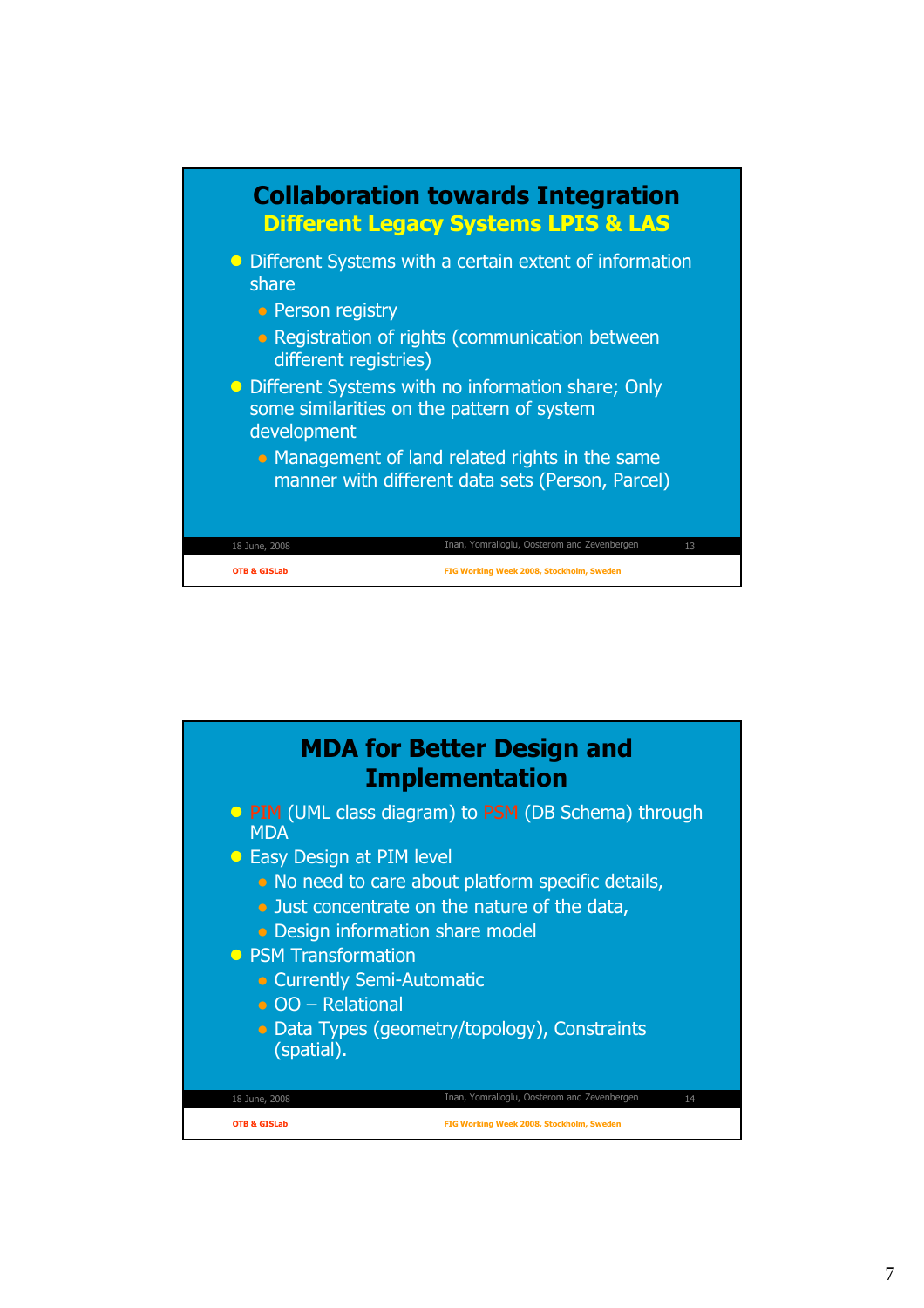## Collaboration towards Integration

### Different Legacy Systems LPIS & LAS

- Different Systems with a certain extent of information share
  - Person registry
  - Registration of rights (communication between different registries)
- Different Systems with no information share; Only some similarities on the pattern of system development
  - Management of land related rights in the same manner with different data sets (Person, Parcel)

## MDA for Better Design and Implementation

- PIM (UML class diagram) to PSM (DB Schema) through MDA
- Easy Design at PIM level
  - No need to care about platform specific details,
  - Just concentrate on the nature of the data,
  - Design information share model
- PSM Transformation
  - Currently Semi-Automatic
  - OO – Relational
  - Data Types (geometry/topology), Constraints (spatial).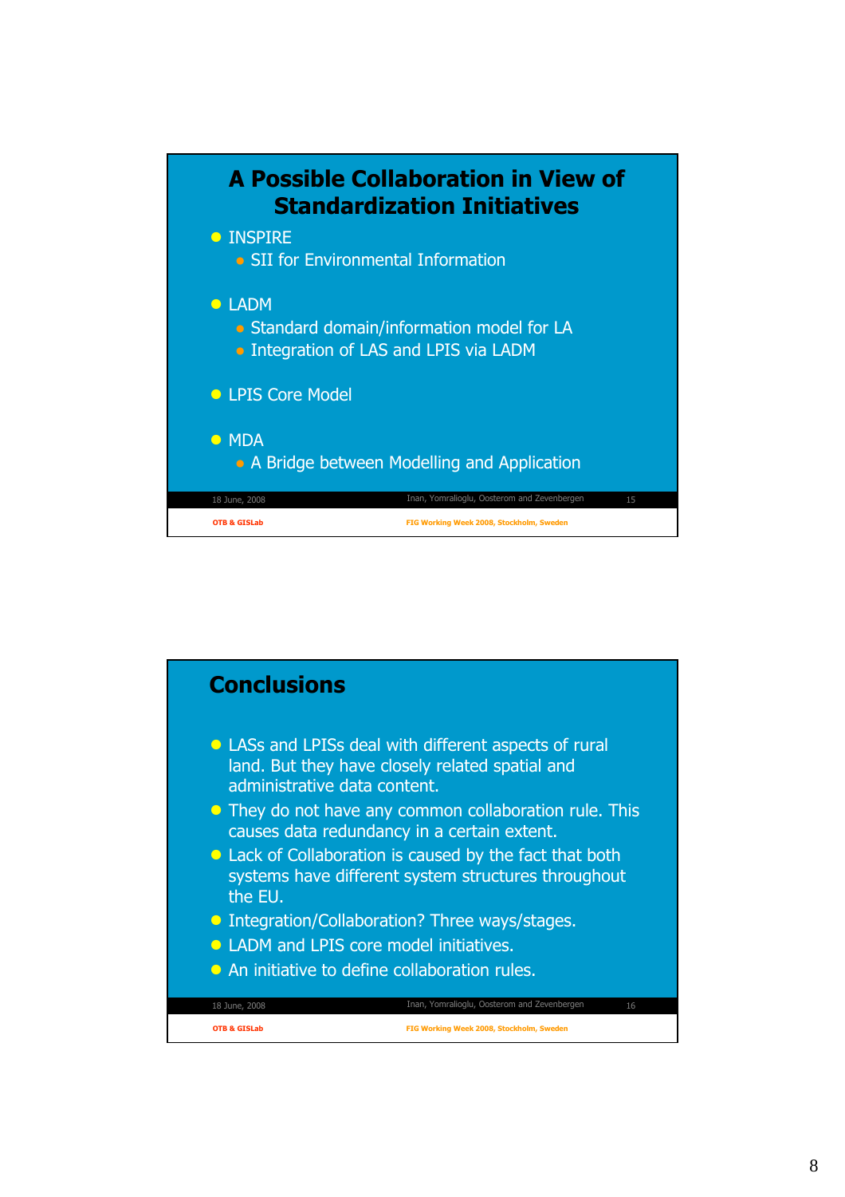## A Possible Collaboration in View of Standardization Initiatives

- INSPIRE
  - SII for Environmental Information
- LADM
  - Standard domain/information model for LA
  - Integration of LAS and LPIS via LADM
- LPIS Core Model
- MDA
  - A Bridge between Modelling and Application

## Conclusions

- LASs and LPISs deal with different aspects of rural land. But they have closely related spatial and administrative data content.
- They do not have any common collaboration rule. This causes data redundancy in a certain extent.
- Lack of Collaboration is caused by the fact that both systems have different system structures throughout the EU.
- Integration/Collaboration? Three ways/stages.
- LADM and LPIS core model initiatives.
- An initiative to define collaboration rules.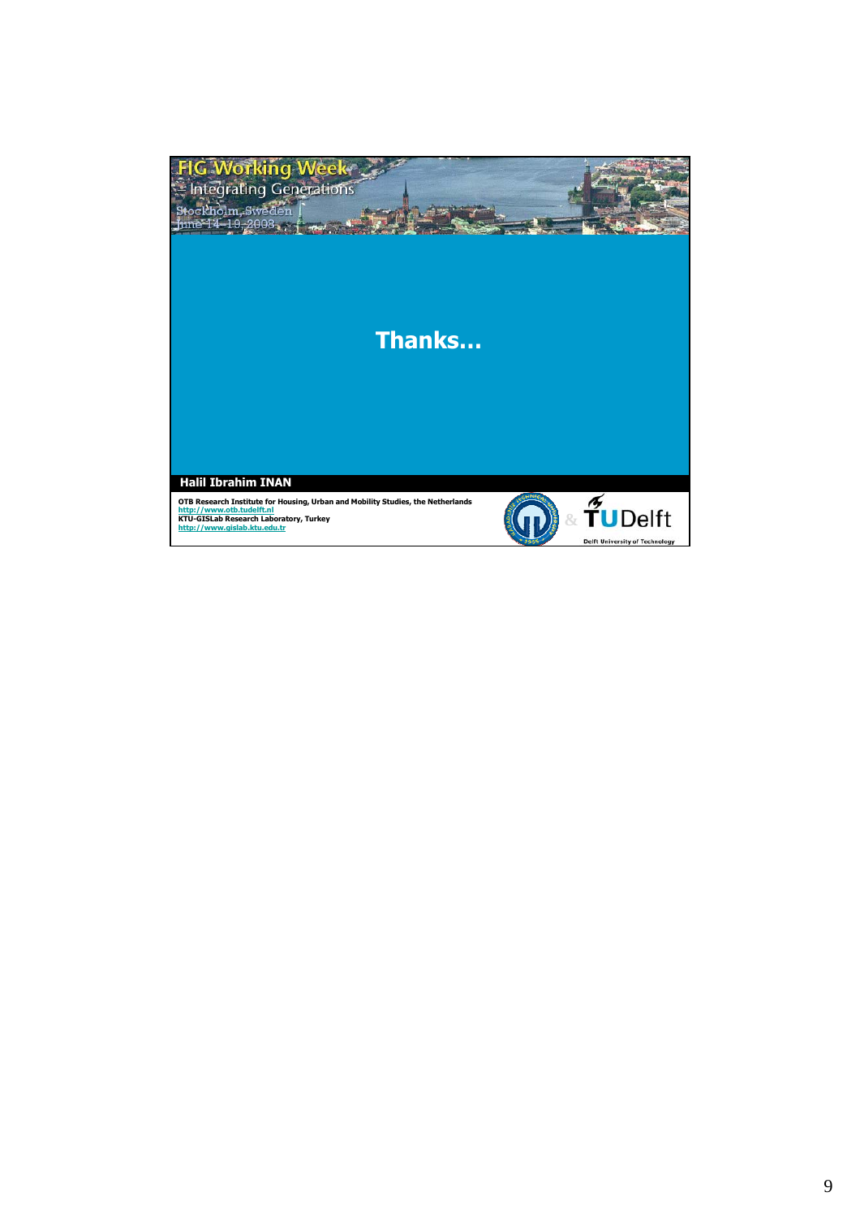FIG Working Week
– Integrating Generations
Stockholm, Sweden
June 14–19 2008

# Thanks…

**Halil Ibrahim INAN**

**OTB Research Institute for Housing, Urban and Mobility Studies, the Netherlands**
http://www.otb.tudelft.nl
**KTU-GISLab Research Laboratory, Turkey**
http://www.gislab.ktu.edu.tr

& TUDelft
Delft University of Technology